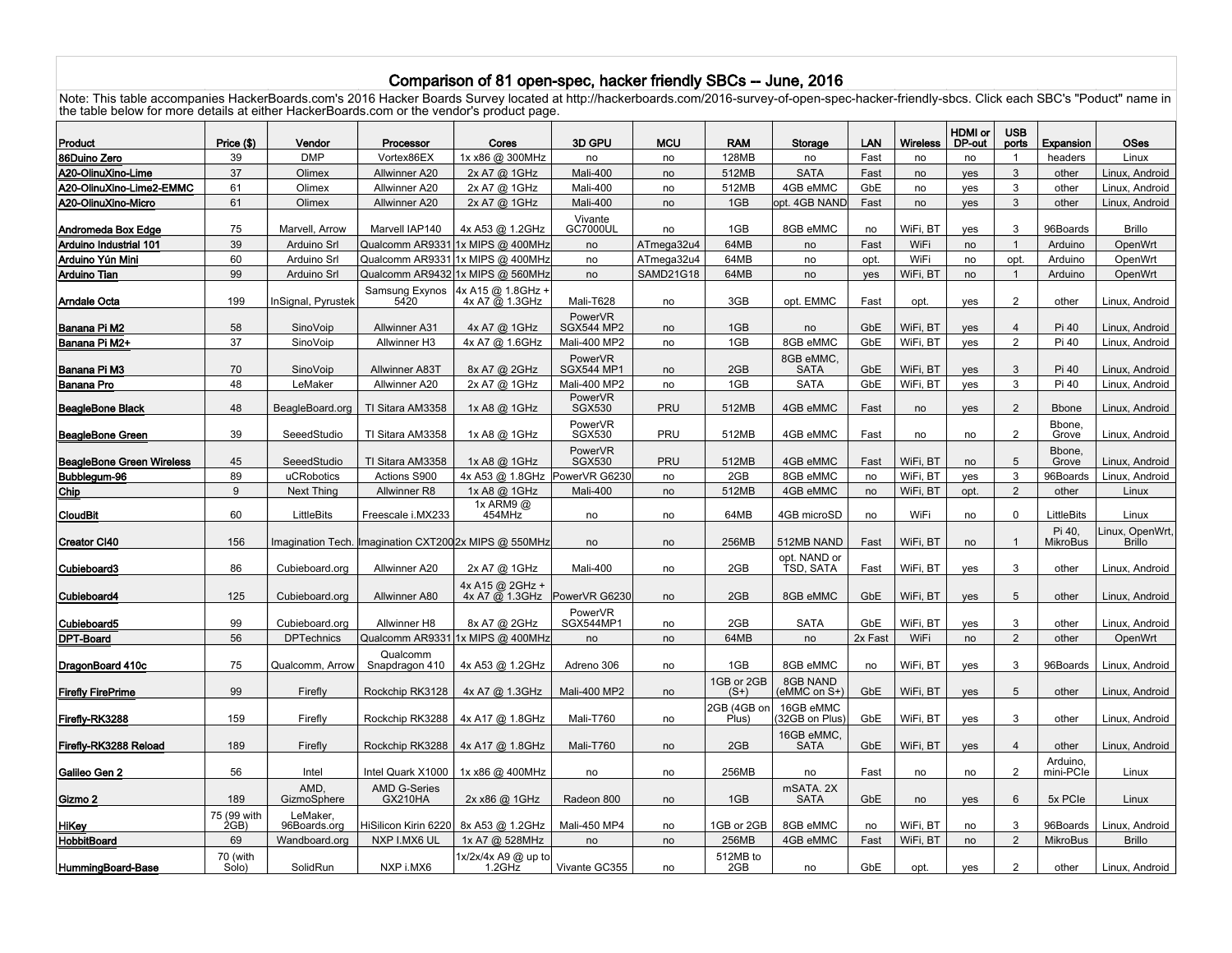# Comparison of 81 open-spec, hacker friendly SBCs -- June, 2016

Note: This table accompanies HackerBoards.com's 2016 Hacker Boards Survey located at http://hackerboards.com/2016-survey-of-open-spec-hacker-friendly-sbcs. Click each SBC's "Poduct" name in the table below for more details at either HackerBoards.com or the vendor's product page.

| Product | Price ($) | Vendor | Processor | Cores | 3D GPU | MCU | RAM | Storage | LAN | Wireless | HDMI or DP-out | USB ports | Expansion | OSes |
|---|---|---|---|---|---|---|---|---|---|---|---|---|---|---|
| 86Duino Zero | 39 | DMP | Vortex86EX | 1x x86 @ 300MHz | no | no | 128MB | no | Fast | no | no | 1 | headers | Linux |
| A20-OlinuXino-Lime | 37 | Olimex | Allwinner A20 | 2x A7 @ 1GHz | Mali-400 | no | 512MB | SATA | Fast | no | yes | 3 | other | Linux, Android |
| A20-OlinuXino-Lime2-EMMC | 61 | Olimex | Allwinner A20 | 2x A7 @ 1GHz | Mali-400 | no | 512MB | 4GB eMMC | GbE | no | yes | 3 | other | Linux, Android |
| A20-OlinuXino-Micro | 61 | Olimex | Allwinner A20 | 2x A7 @ 1GHz | Mali-400 | no | 1GB | opt. 4GB NAND | Fast | no | yes | 3 | other | Linux, Android |
| Andromeda Box Edge | 75 | Marvell, Arrow | Marvell IAP140 | 4x A53 @ 1.2GHz | Vivante GC7000UL | no | 1GB | 8GB eMMC | no | WiFi, BT | yes | 3 | 96Boards | Brillo |
| Arduino Industrial 101 | 39 | Arduino Srl | Qualcomm AR9331 | 1x MIPS @ 400MHz | no | ATmega32u4 | 64MB | no | Fast | WiFi | no | 1 | Arduino | OpenWrt |
| Arduino Yún Mini | 60 | Arduino Srl | Qualcomm AR9331 | 1x MIPS @ 400MHz | no | ATmega32u4 | 64MB | no | opt. | WiFi | no | opt. | Arduino | OpenWrt |
| Arduino Tian | 99 | Arduino Srl | Qualcomm AR9432 | 1x MIPS @ 560MHz | no | SAMD21G18 | 64MB | no | yes | WiFi, BT | no | 1 | Arduino | OpenWrt |
| Arndale Octa | 199 | InSignal, Pyrustek | Samsung Exynos 5420 | 4x A15 @ 1.8GHz + 4x A7 @ 1.3GHz | Mali-T628 | no | 3GB | opt. EMMC | Fast | opt. | yes | 2 | other | Linux, Android |
| Banana Pi M2 | 58 | SinoVoip | Allwinner A31 | 4x A7 @ 1GHz | PowerVR SGX544 MP2 | no | 1GB | no | GbE | WiFi, BT | yes | 4 | Pi 40 | Linux, Android |
| Banana Pi M2+ | 37 | SinoVoip | Allwinner H3 | 4x A7 @ 1.6GHz | Mali-400 MP2 | no | 1GB | 8GB eMMC | GbE | WiFi, BT | yes | 2 | Pi 40 | Linux, Android |
| Banana Pi M3 | 70 | SinoVoip | Allwinner A83T | 8x A7 @ 2GHz | PowerVR SGX544 MP1 | no | 2GB | 8GB eMMC, SATA | GbE | WiFi, BT | yes | 3 | Pi 40 | Linux, Android |
| Banana Pro | 48 | LeMaker | Allwinner A20 | 2x A7 @ 1GHz | Mali-400 MP2 | no | 1GB | SATA | GbE | WiFi, BT | yes | 3 | Pi 40 | Linux, Android |
| BeagleBone Black | 48 | BeagleBoard.org | TI Sitara AM3358 | 1x A8 @ 1GHz | PowerVR SGX530 | PRU | 512MB | 4GB eMMC | Fast | no | yes | 2 | Bbone | Linux, Android |
| BeagleBone Green | 39 | SeeedStudio | TI Sitara AM3358 | 1x A8 @ 1GHz | PowerVR SGX530 | PRU | 512MB | 4GB eMMC | Fast | no | no | 2 | Bbone, Grove | Linux, Android |
| BeagleBone Green Wireless | 45 | SeeedStudio | TI Sitara AM3358 | 1x A8 @ 1GHz | PowerVR SGX530 | PRU | 512MB | 4GB eMMC | Fast | WiFi, BT | no | 5 | Bbone, Grove | Linux, Android |
| Bubblegum-96 | 89 | uCRobotics | Actions S900 | 4x A53 @ 1.8GHz | PowerVR G6230 | no | 2GB | 8GB eMMC | no | WiFi, BT | yes | 3 | 96Boards | Linux, Android |
| Chip | 9 | Next Thing | Allwinner R8 | 1x A8 @ 1GHz | Mali-400 | no | 512MB | 4GB eMMC | no | WiFi, BT | opt. | 2 | other | Linux |
| CloudBit | 60 | LittleBits | Freescale i.MX233 | 1x ARM9 @ 454MHz | no | no | 64MB | 4GB microSD | no | WiFi | no | 0 | LittleBits | Linux |
| Creator Ci40 | 156 | Imagination Tech. | Imagination CXT200 | 2x MIPS @ 550MHz | no | no | 256MB | 512MB NAND | Fast | WiFi, BT | no | 1 | Pi 40, MikroBus | Linux, OpenWrt, Brillo |
| Cubieboard3 | 86 | Cubieboard.org | Allwinner A20 | 2x A7 @ 1GHz | Mali-400 | no | 2GB | opt. NAND or TSD, SATA | Fast | WiFi, BT | yes | 3 | other | Linux, Android |
| Cubieboard4 | 125 | Cubieboard.org | Allwinner A80 | 4x A15 @ 2GHz + 4x A7 @ 1.3GHz | PowerVR G6230 | no | 2GB | 8GB eMMC | GbE | WiFi, BT | yes | 5 | other | Linux, Android |
| Cubieboard5 | 99 | Cubieboard.org | Allwinner H8 | 8x A7 @ 2GHz | PowerVR SGX544MP1 | no | 2GB | SATA | GbE | WiFi, BT | yes | 3 | other | Linux, Android |
| DPT-Board | 56 | DPTechnics | Qualcomm AR9331 | 1x MIPS @ 400MHz | no | no | 64MB | no | 2x Fast | WiFi | no | 2 | other | OpenWrt |
| DragonBoard 410c | 75 | Qualcomm, Arrow | Qualcomm Snapdragon 410 | 4x A53 @ 1.2GHz | Adreno 306 | no | 1GB | 8GB eMMC | no | WiFi, BT | yes | 3 | 96Boards | Linux, Android |
| Firefly FirePrime | 99 | Firefly | Rockchip RK3128 | 4x A7 @ 1.3GHz | Mali-400 MP2 | no | 1GB or 2GB (S+) | 8GB NAND (eMMC on S+) | GbE | WiFi, BT | yes | 5 | other | Linux, Android |
| Firefly-RK3288 | 159 | Firefly | Rockchip RK3288 | 4x A17 @ 1.8GHz | Mali-T760 | no | 2GB (4GB on Plus) | 16GB eMMC (32GB on Plus) | GbE | WiFi, BT | yes | 3 | other | Linux, Android |
| Firefly-RK3288 Reload | 189 | Firefly | Rockchip RK3288 | 4x A17 @ 1.8GHz | Mali-T760 | no | 2GB | 16GB eMMC, SATA | GbE | WiFi, BT | yes | 4 | other | Linux, Android |
| Galileo Gen 2 | 56 | Intel | Intel Quark X1000 | 1x x86 @ 400MHz | no | no | 256MB | no | Fast | no | no | 2 | Arduino, mini-PCIe | Linux |
| Gizmo 2 | 189 | AMD, GizmoSphere | AMD G-Series GX210HA | 2x x86 @ 1GHz | Radeon 800 | no | 1GB | mSATA. 2X SATA | GbE | no | yes | 6 | 5x PCIe | Linux |
| HiKey | 75 (99 with 2GB) | LeMaker, 96Boards.org | HiSilicon Kirin 6220 | 8x A53 @ 1.2GHz | Mali-450 MP4 | no | 1GB or 2GB | 8GB eMMC | no | WiFi, BT | no | 3 | 96Boards | Linux, Android |
| HobbitBoard | 69 | Wandboard.org | NXP I.MX6 UL | 1x A7 @ 528MHz | no | no | 256MB | 4GB eMMC | Fast | WiFi, BT | no | 2 | MikroBus | Brillo |
| HummingBoard-Base | 70 (with Solo) | SolidRun | NXP i.MX6 | 1x/2x/4x A9 @ up to 1.2GHz | Vivante GC355 | no | 512MB to 2GB | no | GbE | opt. | yes | 2 | other | Linux, Android |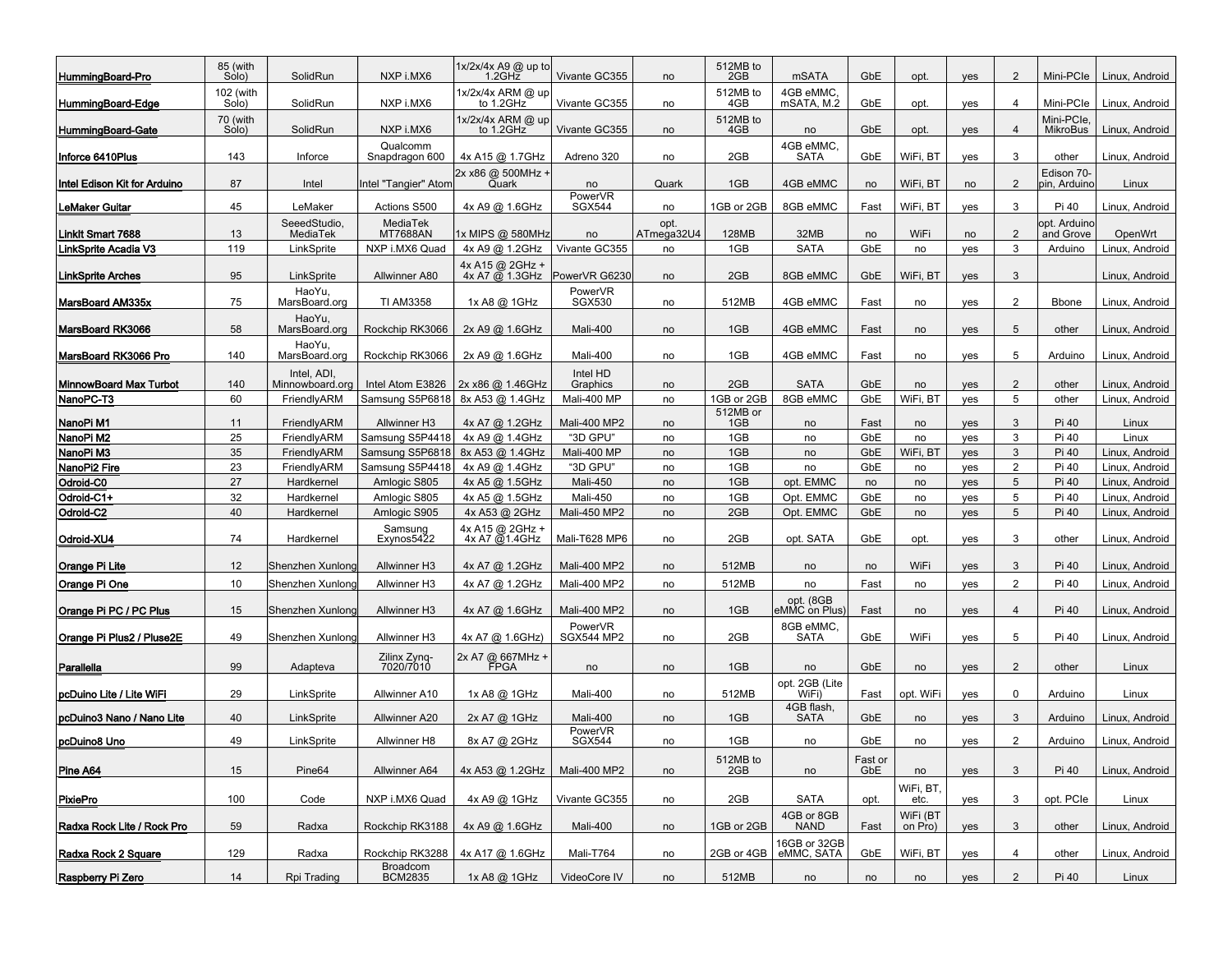| HummingBoard-Pro | 85 (with Solo) | SolidRun | NXP i.MX6 | 1x/2x/4x A9 @ up to 1.2GHz | Vivante GC355 | no | 512MB to 2GB | mSATA | GbE | opt. | yes | 2 | Mini-PCIe | Linux, Android |
|---|---|---|---|---|---|---|---|---|---|---|---|---|---|---|
| HummingBoard-Edge | 102 (with Solo) | SolidRun | NXP i.MX6 | 1x/2x/4x ARM @ up to 1.2GHz | Vivante GC355 | no | 512MB to 4GB | 4GB eMMC, mSATA, M.2 | GbE | opt. | yes | 4 | Mini-PCIe | Linux, Android |
| HummingBoard-Gate | 70 (with Solo) | SolidRun | NXP i.MX6 | 1x/2x/4x ARM @ up to 1.2GHz | Vivante GC355 | no | 512MB to 4GB | no | GbE | opt. | yes | 4 | Mini-PCIe, MikroBus | Linux, Android |
| Inforce 6410Plus | 143 | Inforce | Qualcomm Snapdragon 600 | 4x A15 @ 1.7GHz | Adreno 320 | no | 2GB | 4GB eMMC, SATA | GbE | WiFi, BT | yes | 3 | other | Linux, Android |
| Intel Edison Kit for Arduino | 87 | Intel | Intel "Tangier" Atom | 2x x86 @ 500MHz + Quark | no | Quark | 1GB | 4GB eMMC | no | WiFi, BT | no | 2 | Edison 70-pin, Arduino | Linux |
| LeMaker Guitar | 45 | LeMaker | Actions S500 | 4x A9 @ 1.6GHz | PowerVR SGX544 | no | 1GB or 2GB | 8GB eMMC | Fast | WiFi, BT | yes | 3 | Pi 40 | Linux, Android |
| Linkit Smart 7688 | 13 | SeeedStudio, MediaTek | MediaTek MT7688AN | 1x MIPS @ 580MHz | no | opt. ATmega32U4 | 128MB | 32MB | no | WiFi | no | 2 | opt. Arduino and Grove | OpenWrt |
| LinkSprite Acadia V3 | 119 | LinkSprite | NXP i.MX6 Quad | 4x A9 @ 1.2GHz | Vivante GC355 | no | 1GB | SATA | GbE | no | yes | 3 | Arduino | Linux, Android |
| LinkSprite Arches | 95 | LinkSprite | Allwinner A80 | 4x A15 @ 2GHz + 4x A7 @ 1.3GHz | PowerVR G6230 | no | 2GB | 8GB eMMC | GbE | WiFi, BT | yes | 3 | | Linux, Android |
| MarsBoard AM335x | 75 | HaoYu, MarsBoard.org | TI AM3358 | 1x A8 @ 1GHz | PowerVR SGX530 | no | 512MB | 4GB eMMC | Fast | no | yes | 2 | Bbone | Linux, Android |
| MarsBoard RK3066 | 58 | HaoYu, MarsBoard.org | Rockchip RK3066 | 2x A9 @ 1.6GHz | Mali-400 | no | 1GB | 4GB eMMC | Fast | no | yes | 5 | other | Linux, Android |
| MarsBoard RK3066 Pro | 140 | HaoYu, MarsBoard.org | Rockchip RK3066 | 2x A9 @ 1.6GHz | Mali-400 | no | 1GB | 4GB eMMC | Fast | no | yes | 5 | Arduino | Linux, Android |
| MinnowBoard Max Turbot | 140 | Intel, ADI, Minnowboard.org | Intel Atom E3826 | 2x x86 @ 1.46GHz | Intel HD Graphics | no | 2GB | SATA | GbE | no | yes | 2 | other | Linux, Android |
| NanoPC-T3 | 60 | FriendlyARM | Samsung S5P6818 | 8x A53 @ 1.4GHz | Mali-400 MP | no | 1GB or 2GB | 8GB eMMC | GbE | WiFi, BT | yes | 5 | other | Linux, Android |
| NanoPi M1 | 11 | FriendlyARM | Allwinner H3 | 4x A7 @ 1.2GHz | Mali-400 MP2 | no | 512MB or 1GB | no | Fast | no | yes | 3 | Pi 40 | Linux |
| NanoPi M2 | 25 | FriendlyARM | Samsung S5P4418 | 4x A9 @ 1.4GHz | "3D GPU" | no | 1GB | no | GbE | no | yes | 3 | Pi 40 | Linux |
| NanoPi M3 | 35 | FriendlyARM | Samsung S5P6818 | 8x A53 @ 1.4GHz | Mali-400 MP | no | 1GB | no | GbE | WiFi, BT | yes | 3 | Pi 40 | Linux, Android |
| NanoPi2 Fire | 23 | FriendlyARM | Samsung S5P4418 | 4x A9 @ 1.4GHz | "3D GPU" | no | 1GB | no | GbE | no | yes | 2 | Pi 40 | Linux, Android |
| Odroid-C0 | 27 | Hardkernel | Amlogic S805 | 4x A5 @ 1.5GHz | Mali-450 | no | 1GB | opt. EMMC | no | no | yes | 5 | Pi 40 | Linux, Android |
| Odroid-C1+ | 32 | Hardkernel | Amlogic S805 | 4x A5 @ 1.5GHz | Mali-450 | no | 1GB | Opt. EMMC | GbE | no | yes | 5 | Pi 40 | Linux, Android |
| Odroid-C2 | 40 | Hardkernel | Amlogic S905 | 4x A53 @ 2GHz | Mali-450 MP2 | no | 2GB | Opt. EMMC | GbE | no | yes | 5 | Pi 40 | Linux, Android |
| Odroid-XU4 | 74 | Hardkernel | Samsung Exynos5422 | 4x A15 @ 2GHz + 4x A7 @1.4GHz | Mali-T628 MP6 | no | 2GB | opt. SATA | GbE | opt. | yes | 3 | other | Linux, Android |
| Orange Pi Lite | 12 | Shenzhen Xunlong | Allwinner H3 | 4x A7 @ 1.2GHz | Mali-400 MP2 | no | 512MB | no | no | WiFi | yes | 3 | Pi 40 | Linux, Android |
| Orange Pi One | 10 | Shenzhen Xunlong | Allwinner H3 | 4x A7 @ 1.2GHz | Mali-400 MP2 | no | 512MB | no | Fast | no | yes | 2 | Pi 40 | Linux, Android |
| Orange Pi PC / PC Plus | 15 | Shenzhen Xunlong | Allwinner H3 | 4x A7 @ 1.6GHz | Mali-400 MP2 | no | 1GB | opt. (8GB eMMC on Plus) | Fast | no | yes | 4 | Pi 40 | Linux, Android |
| Orange Pi Plus2 / Pluse2E | 49 | Shenzhen Xunlong | Allwinner H3 | 4x A7 @ 1.6GHz) | PowerVR SGX544 MP2 | no | 2GB | 8GB eMMC, SATA | GbE | WiFi | yes | 5 | Pi 40 | Linux, Android |
| Parallella | 99 | Adapteva | Zilinx Zynq-7020/7010 | 2x A7 @ 667MHz + FPGA | no | no | 1GB | no | GbE | no | yes | 2 | other | Linux |
| pcDuino Lite / Lite WiFi | 29 | LinkSprite | Allwinner A10 | 1x A8 @ 1GHz | Mali-400 | no | 512MB | opt. 2GB (Lite WiFi) | Fast | opt. WiFi | yes | 0 | Arduino | Linux |
| pcDuino3 Nano / Nano Lite | 40 | LinkSprite | Allwinner A20 | 2x A7 @ 1GHz | Mali-400 | no | 1GB | 4GB flash, SATA | GbE | no | yes | 3 | Arduino | Linux, Android |
| pcDuino8 Uno | 49 | LinkSprite | Allwinner H8 | 8x A7 @ 2GHz | PowerVR SGX544 | no | 1GB | no | GbE | no | yes | 2 | Arduino | Linux, Android |
| Pine A64 | 15 | Pine64 | Allwinner A64 | 4x A53 @ 1.2GHz | Mali-400 MP2 | no | 512MB to 2GB | no | Fast or GbE | no | yes | 3 | Pi 40 | Linux, Android |
| PixiePro | 100 | Code | NXP i.MX6 Quad | 4x A9 @ 1GHz | Vivante GC355 | no | 2GB | SATA | opt. | WiFi, BT, etc. | yes | 3 | opt. PCIe | Linux |
| Radxa Rock Lite / Rock Pro | 59 | Radxa | Rockchip RK3188 | 4x A9 @ 1.6GHz | Mali-400 | no | 1GB or 2GB | 4GB or 8GB NAND | Fast | WiFi (BT on Pro) | yes | 3 | other | Linux, Android |
| Radxa Rock 2 Square | 129 | Radxa | Rockchip RK3288 | 4x A17 @ 1.6GHz | Mali-T764 | no | 2GB or 4GB | 16GB or 32GB eMMC, SATA | GbE | WiFi, BT | yes | 4 | other | Linux, Android |
| Raspberry Pi Zero | 14 | Rpi Trading | Broadcom BCM2835 | 1x A8 @ 1GHz | VideoCore IV | no | 512MB | no | no | no | yes | 2 | Pi 40 | Linux |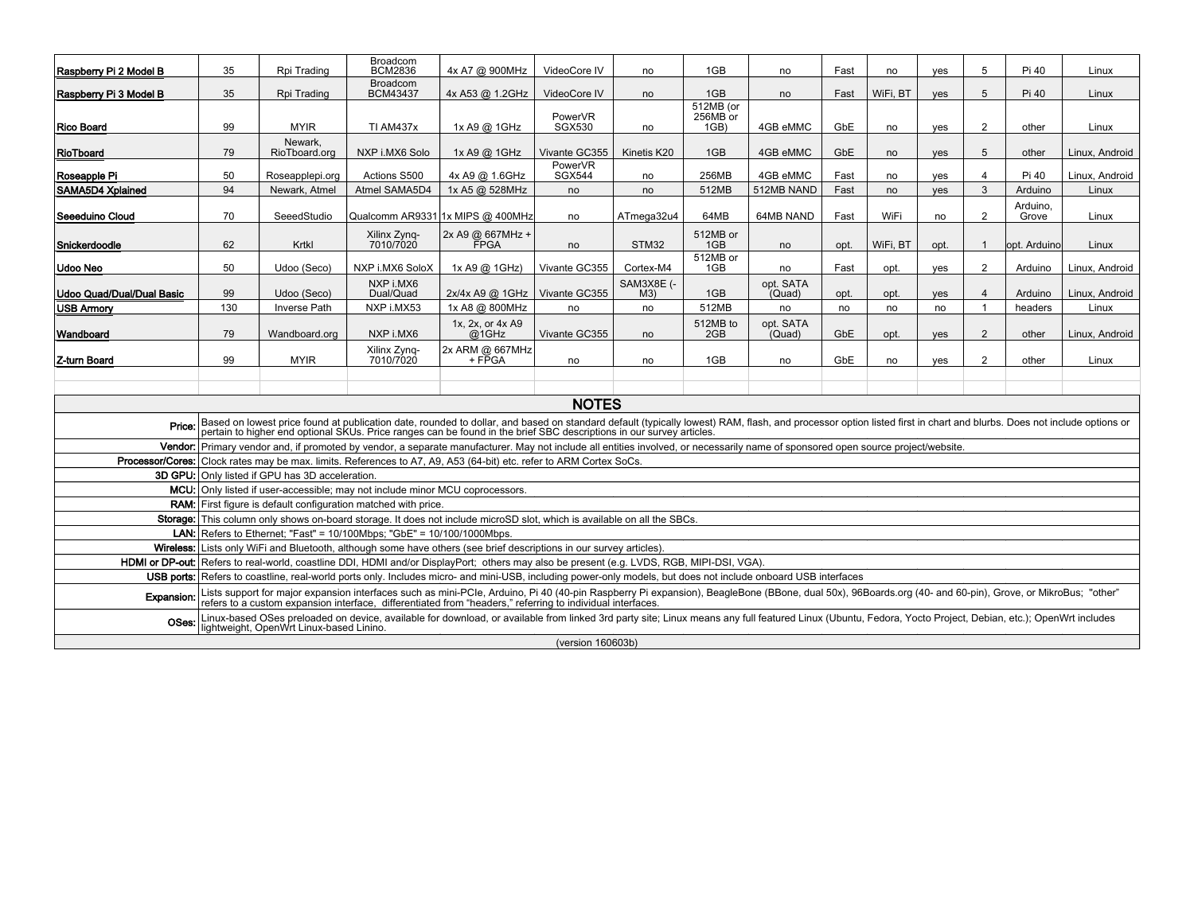| | | | | | | | | | | | | | | | |
|---|---|---|---|---|---|---|---|---|---|---|---|---|---|---|---|
| **Raspberry Pi 2 Model B** | 35 | Rpi Trading | Broadcom BCM2836 | 4x A7 @ 900MHz | VideoCore IV | no | 1GB | no | Fast | no | yes | 5 | Pi 40 | Linux |
| **Raspberry Pi 3 Model B** | 35 | Rpi Trading | Broadcom BCM43437 | 4x A53 @ 1.2GHz | VideoCore IV | no | 1GB | no | Fast | WiFi, BT | yes | 5 | Pi 40 | Linux |
| **Rico Board** | 99 | MYIR | TI AM437x | 1x A9 @ 1GHz | PowerVR SGX530 | no | 512MB (or 256MB or 1GB) | 4GB eMMC | GbE | no | yes | 2 | other | Linux |
| **RioTboard** | 79 | Newark, RioTboard.org | NXP i.MX6 Solo | 1x A9 @ 1GHz | Vivante GC355 | Kinetis K20 | 1GB | 4GB eMMC | GbE | no | yes | 5 | other | Linux, Android |
| **Roseapple Pi** | 50 | Roseapplepi.org | Actions S500 | 4x A9 @ 1.6GHz | PowerVR SGX544 | no | 256MB | 4GB eMMC | Fast | no | yes | 4 | Pi 40 | Linux, Android |
| **SAMA5D4 Xplained** | 94 | Newark, Atmel | Atmel SAMA5D4 | 1x A5 @ 528MHz | no | no | 512MB | 512MB NAND | Fast | no | yes | 3 | Arduino | Linux |
| **Seeeduino Cloud** | 70 | SeeedStudio | Qualcomm AR9331 | 1x MIPS @ 400MHz | no | ATmega32u4 | 64MB | 64MB NAND | Fast | WiFi | no | 2 | Arduino, Grove | Linux |
| **Snickerdoodle** | 62 | Krtkl | Xilinx Zynq-7010/7020 | 2x A9 @ 667MHz + FPGA | no | STM32 | 512MB or 1GB | no | opt. | WiFi, BT | opt. | 1 | opt. Arduino | Linux |
| **Udoo Neo** | 50 | Udoo (Seco) | NXP i.MX6 SoloX | 1x A9 @ 1GHz) | Vivante GC355 | Cortex-M4 | 512MB or 1GB | no | Fast | opt. | yes | 2 | Arduino | Linux, Android |
| **Udoo Quad/Dual/Dual Basic** | 99 | Udoo (Seco) | NXP i.MX6 Dual/Quad | 2x/4x A9 @ 1GHz | Vivante GC355 | SAM3X8E (-M3) | 1GB | opt. SATA (Quad) | opt. | opt. | yes | 4 | Arduino | Linux, Android |
| **USB Armory** | 130 | Inverse Path | NXP i.MX53 | 1x A8 @ 800MHz | no | no | 512MB | no | no | no | no | 1 | headers | Linux |
| **Wandboard** | 79 | Wandboard.org | NXP i.MX6 | 1x, 2x, or 4x A9 @1GHz | Vivante GC355 | no | 512MB to 2GB | opt. SATA (Quad) | GbE | opt. | yes | 2 | other | Linux, Android |
| **Z-turn Board** | 99 | MYIR | Xilinx Zynq-7010/7020 | 2x ARM @ 667MHz + FPGA | no | no | 1GB | no | GbE | no | yes | 2 | other | Linux |

## NOTES

| | |
|---|---|
| **Price:** | Based on lowest price found at publication date, rounded to dollar, and based on standard default (typically lowest) RAM, flash, and processor option listed first in chart and blurbs. Does not include options or pertain to higher end optional SKUs. Price ranges can be found in the brief SBC descriptions in our survey articles. |
| **Vendor:** | Primary vendor and, if promoted by vendor, a separate manufacturer. May not include all entities involved, or necessarily name of sponsored open source project/website. |
| **Processor/Cores:** | Clock rates may be max. limits. References to A7, A9, A53 (64-bit) etc. refer to ARM Cortex SoCs. |
| **3D GPU:** | Only listed if GPU has 3D acceleration. |
| **MCU:** | Only listed if user-accessible; may not include minor MCU coprocessors. |
| **RAM:** | First figure is default configuration matched with price. |
| **Storage:** | This column only shows on-board storage. It does not include microSD slot, which is available on all the SBCs. |
| **LAN:** | Refers to Ethernet; "Fast" = 10/100Mbps; "GbE" = 10/100/1000Mbps. |
| **Wireless:** | Lists only WiFi and Bluetooth, although some have others (see brief descriptions in our survey articles). |
| **HDMI or DP-out:** | Refers to real-world, coastline DDI, HDMI and/or DisplayPort; others may also be present (e.g. LVDS, RGB, MIPI-DSI, VGA). |
| **USB ports:** | Refers to coastline, real-world ports only. Includes micro- and mini-USB, including power-only models, but does not include onboard USB interfaces |
| **Expansion:** | Lists support for major expansion interfaces such as mini-PCIe, Arduino, Pi 40 (40-pin Raspberry Pi expansion), BeagleBone (BBone, dual 50x), 96Boards.org (40- and 60-pin), Grove, or MikroBus; "other" refers to a custom expansion interface, differentiated from "headers," referring to individual interfaces. |
| **OSes:** | Linux-based OSes preloaded on device, available for download, or available from linked 3rd party site; Linux means any full featured Linux (Ubuntu, Fedora, Yocto Project, Debian, etc.); OpenWrt includes lightweight, OpenWrt Linux-based Linino. |

(version 160603b)